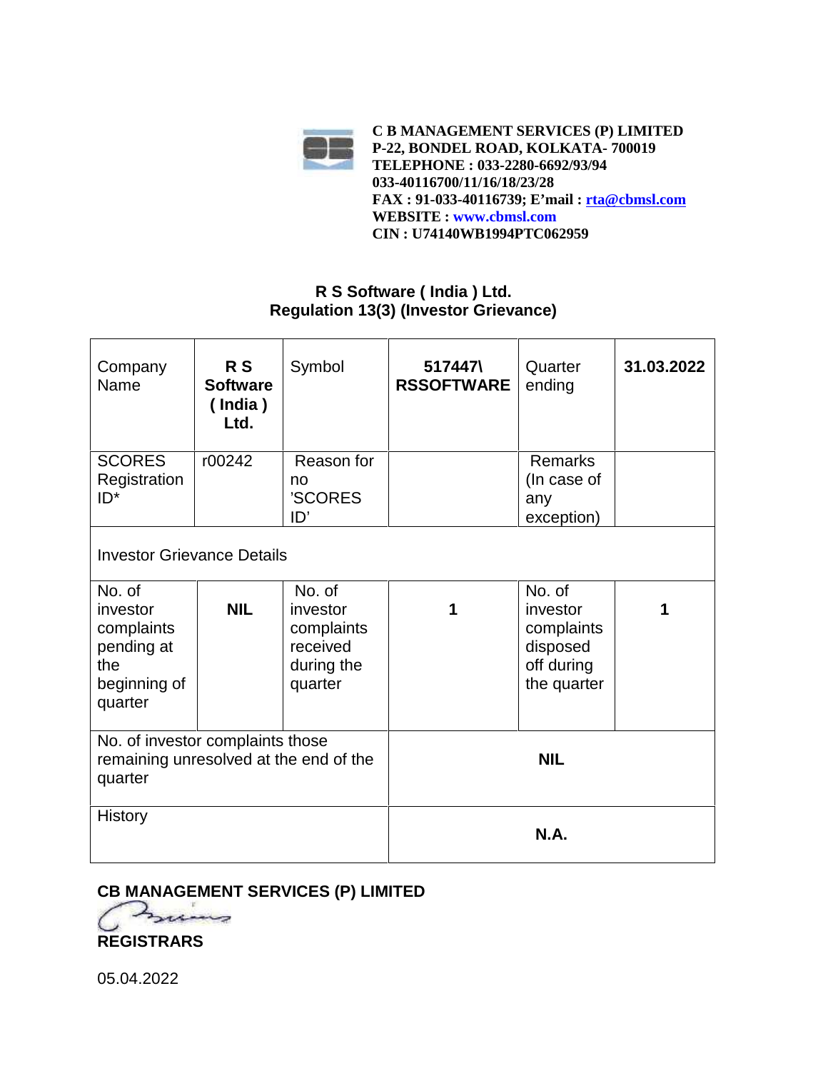**C B MANAGEMENT SERVICES (P) LIMITED**
**P-22, BONDEL ROAD, KOLKATA- 700019**
**TELEPHONE : 033-2280-6692/93/94**
**033-40116700/11/16/18/23/28**
**FAX : 91-033-40116739; E'mail : rta@cbmsl.com**
**WEBSITE : www.cbmsl.com**
**CIN : U74140WB1994PTC062959**

## R S Software ( India ) Ltd.
## Regulation 13(3) (Investor Grievance)

| Company Name | **R S Software ( India ) Ltd.** | Symbol | **517447\ RSSOFTWARE** | Quarter ending | **31.03.2022** |
|---|---|---|---|---|---|
| SCORES Registration ID* | r00242 | Reason for no 'SCORES ID' | | Remarks (In case of any exception) | |
| Investor Grievance Details | | | | | |
| No. of investor complaints pending at the beginning of quarter | **NIL** | No. of investor complaints received during the quarter | **1** | No. of investor complaints disposed off during the quarter | **1** |
| No. of investor complaints those remaining unresolved at the end of the quarter | | | **NIL** | | |
| History | | | **N.A.** | | |

**CB MANAGEMENT SERVICES (P) LIMITED**

**REGISTRARS**

05.04.2022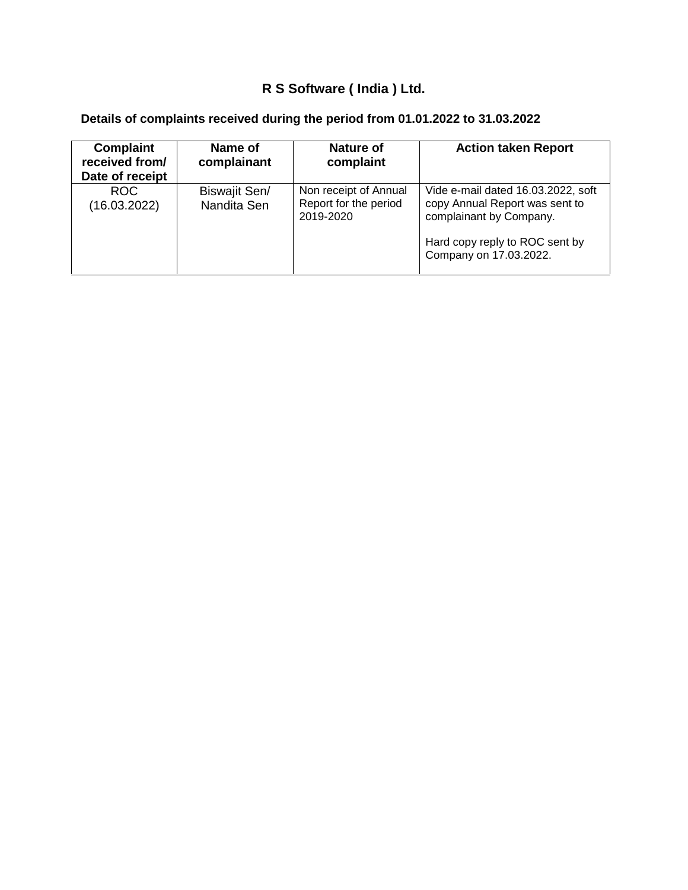# R S Software ( India ) Ltd.

## Details of complaints received during the period from 01.01.2022 to 31.03.2022

| Complaint received from/ Date of receipt | Name of complainant | Nature of complaint | Action taken Report |
|---|---|---|---|
| ROC (16.03.2022) | Biswajit Sen/ Nandita Sen | Non receipt of Annual Report for the period 2019-2020 | Vide e-mail dated 16.03.2022, soft copy Annual Report was sent to complainant by Company.<br><br>Hard copy reply to ROC sent by Company on 17.03.2022. |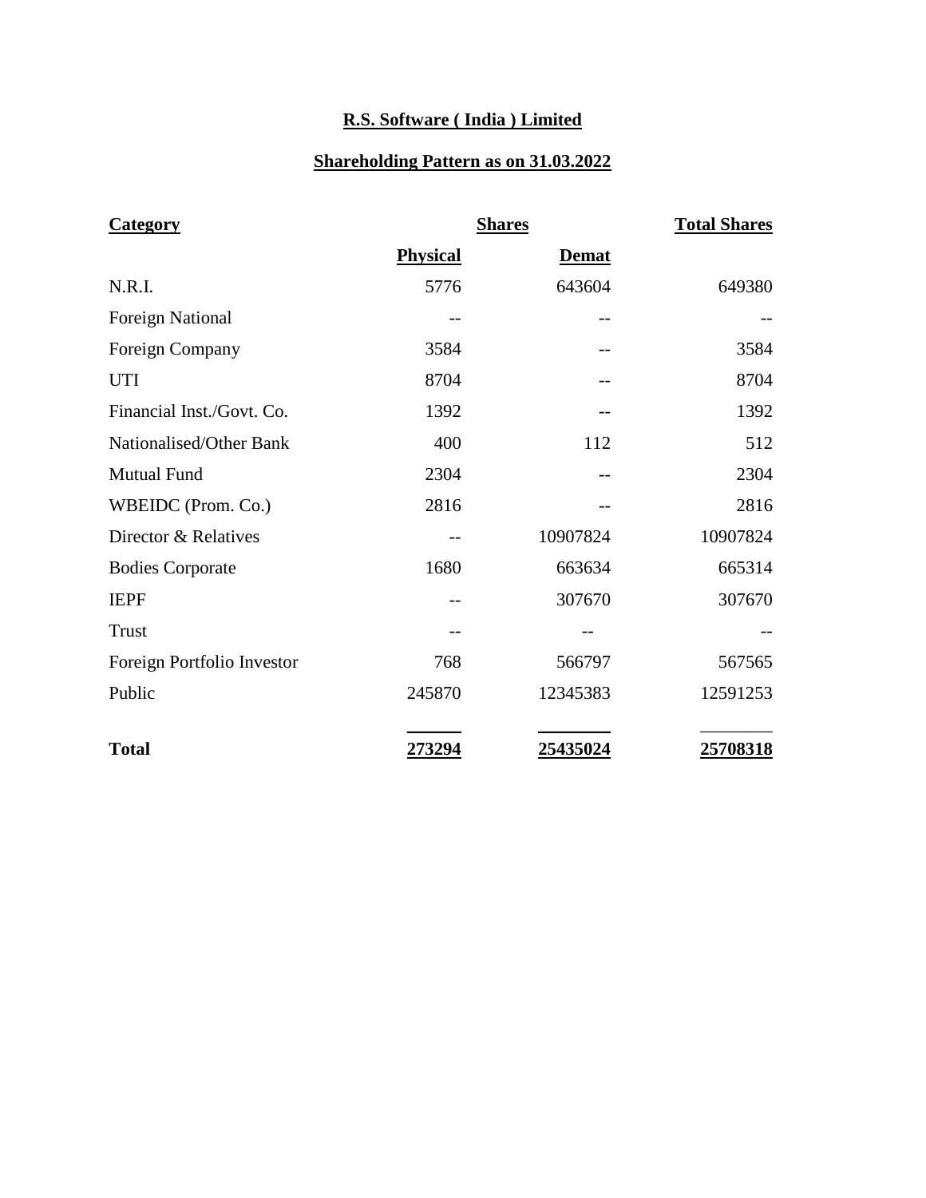**R.S. Software ( India ) Limited**

**Shareholding Pattern as on 31.03.2022**

| Category | Shares | | Total Shares |
|---|---|---|---|
| | Physical | Demat | |
| N.R.I. | 5776 | 643604 | 649380 |
| Foreign National | -- | -- | -- |
| Foreign Company | 3584 | -- | 3584 |
| UTI | 8704 | -- | 8704 |
| Financial Inst./Govt. Co. | 1392 | -- | 1392 |
| Nationalised/Other Bank | 400 | 112 | 512 |
| Mutual Fund | 2304 | -- | 2304 |
| WBEIDC (Prom. Co.) | 2816 | -- | 2816 |
| Director & Relatives | -- | 10907824 | 10907824 |
| Bodies Corporate | 1680 | 663634 | 665314 |
| IEPF | -- | 307670 | 307670 |
| Trust | -- | -- | -- |
| Foreign Portfolio Investor | 768 | 566797 | 567565 |
| Public | 245870 | 12345383 | 12591253 |
| **Total** | **273294** | **25435024** | **25708318** |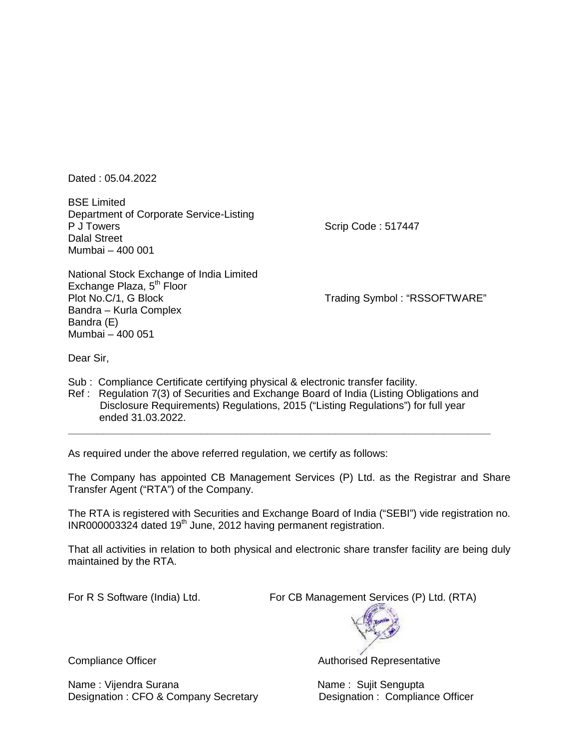Dated : 05.04.2022

BSE Limited
Department of Corporate Service-Listing
P J Towers
Dalal Street
Mumbai – 400 001

Scrip Code : 517447

National Stock Exchange of India Limited
Exchange Plaza, 5th Floor
Plot No.C/1, G Block
Bandra – Kurla Complex
Bandra (E)
Mumbai – 400 051

Trading Symbol : "RSSOFTWARE"

Dear Sir,

Sub : Compliance Certificate certifying physical & electronic transfer facility.
Ref : Regulation 7(3) of Securities and Exchange Board of India (Listing Obligations and Disclosure Requirements) Regulations, 2015 ("Listing Regulations") for full year ended 31.03.2022.

---

As required under the above referred regulation, we certify as follows:

The Company has appointed CB Management Services (P) Ltd. as the Registrar and Share Transfer Agent ("RTA") of the Company.

The RTA is registered with Securities and Exchange Board of India ("SEBI") vide registration no. INR000003324 dated 19th June, 2012 having permanent registration.

That all activities in relation to both physical and electronic share transfer facility are being duly maintained by the RTA.

For R S Software (India) Ltd.

Compliance Officer

Name : Vijendra Surana
Designation : CFO & Company Secretary

For CB Management Services (P) Ltd. (RTA)

Authorised Representative

Name : Sujit Sengupta
Designation : Compliance Officer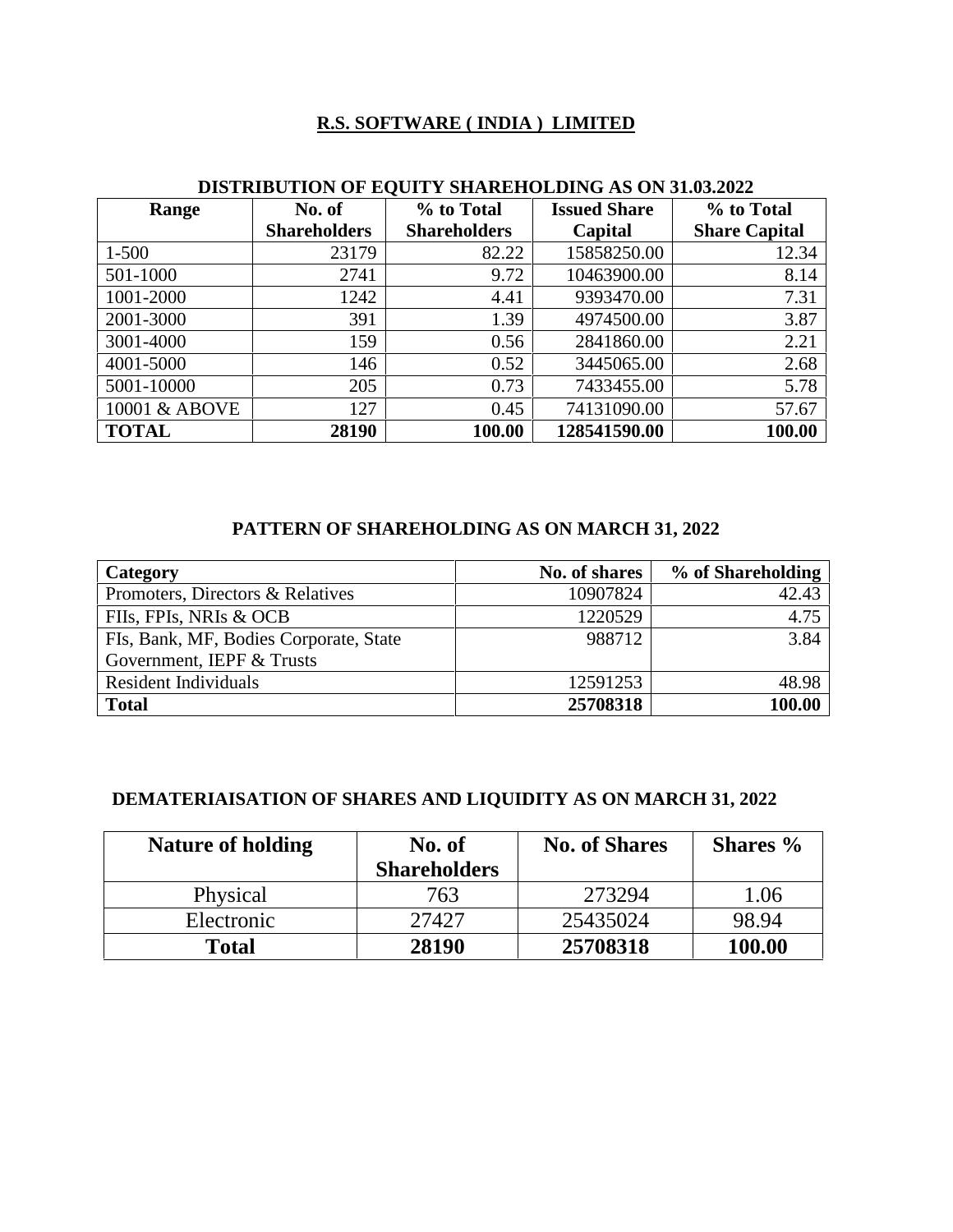# R.S. SOFTWARE ( INDIA ) LIMITED

## DISTRIBUTION OF EQUITY SHAREHOLDING AS ON 31.03.2022

| Range | No. of Shareholders | % to Total Shareholders | Issued Share Capital | % to Total Share Capital |
|---|---|---|---|---|
| 1-500 | 23179 | 82.22 | 15858250.00 | 12.34 |
| 501-1000 | 2741 | 9.72 | 10463900.00 | 8.14 |
| 1001-2000 | 1242 | 4.41 | 9393470.00 | 7.31 |
| 2001-3000 | 391 | 1.39 | 4974500.00 | 3.87 |
| 3001-4000 | 159 | 0.56 | 2841860.00 | 2.21 |
| 4001-5000 | 146 | 0.52 | 3445065.00 | 2.68 |
| 5001-10000 | 205 | 0.73 | 7433455.00 | 5.78 |
| 10001 & ABOVE | 127 | 0.45 | 74131090.00 | 57.67 |
| **TOTAL** | **28190** | **100.00** | **128541590.00** | **100.00** |

## PATTERN OF SHAREHOLDING AS ON MARCH 31, 2022

| Category | No. of shares | % of Shareholding |
|---|---|---|
| Promoters, Directors & Relatives | 10907824 | 42.43 |
| FIIs, FPIs, NRIs & OCB | 1220529 | 4.75 |
| FIs, Bank, MF, Bodies Corporate, State Government, IEPF & Trusts | 988712 | 3.84 |
| Resident Individuals | 12591253 | 48.98 |
| **Total** | **25708318** | **100.00** |

## DEMATERIAISATION OF SHARES AND LIQUIDITY AS ON MARCH 31, 2022

| Nature of holding | No. of Shareholders | No. of Shares | Shares % |
|---|---|---|---|
| Physical | 763 | 273294 | 1.06 |
| Electronic | 27427 | 25435024 | 98.94 |
| **Total** | **28190** | **25708318** | **100.00** |